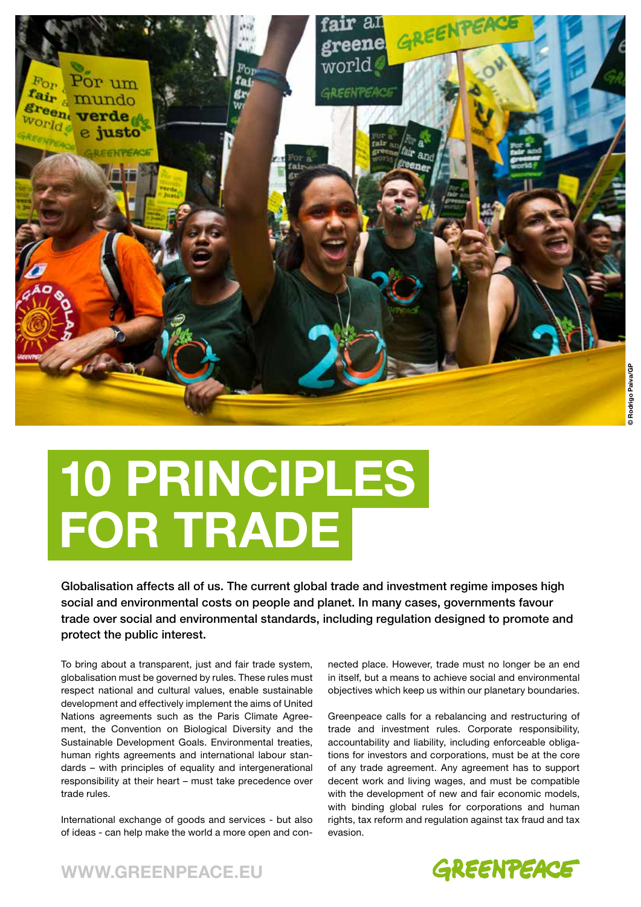# 10 PRINCIPLES FOR TRADE

**Globalisation affects all of us. The current global trade and investment regime imposes high social and environmental costs on people and planet. In many cases, governments favour trade over social and environmental standards, including regulation designed to promote and protect the public interest.**

To bring about a transparent, just and fair trade system, globalisation must be governed by rules. These rules must respect national and cultural values, enable sustainable development and effectively implement the aims of United Nations agreements such as the Paris Climate Agreement, the Convention on Biological Diversity and the Sustainable Development Goals. Environmental treaties, human rights agreements and international labour standards – with principles of equality and intergenerational responsibility at their heart – must take precedence over trade rules.

International exchange of goods and services - but also of ideas - can help make the world a more open and connected place. However, trade must no longer be an end in itself, but a means to achieve social and environmental objectives which keep us within our planetary boundaries.

Greenpeace calls for a rebalancing and restructuring of trade and investment rules. Corporate responsibility, accountability and liability, including enforceable obligations for investors and corporations, must be at the core of any trade agreement. Any agreement has to support decent work and living wages, and must be compatible with the development of new and fair economic models, with binding global rules for corporations and human rights, tax reform and regulation against tax fraud and tax evasion.

WWW.GREENPEACE.EU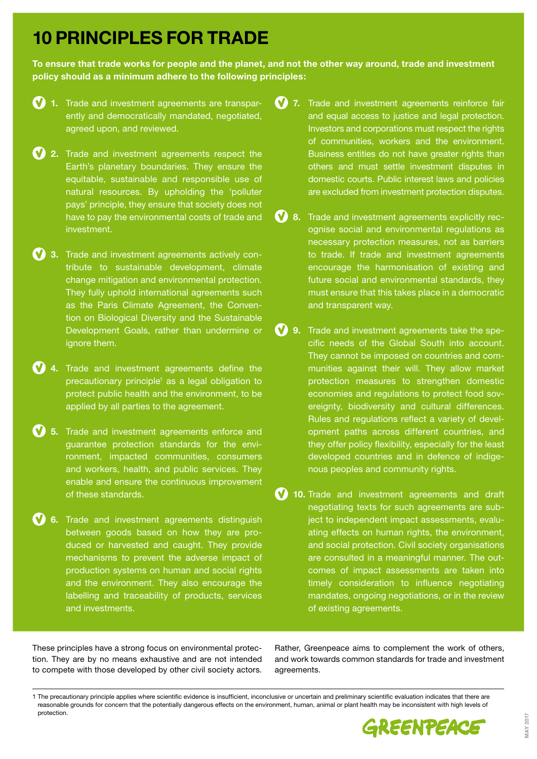# 10 PRINCIPLES FOR TRADE

**To ensure that trade works for people and the planet, and not the other way around, trade and investment policy should as a minimum adhere to the following principles:**

1. Trade and investment agreements are transparently and democratically mandated, negotiated, agreed upon, and reviewed.

2. Trade and investment agreements respect the Earth's planetary boundaries. They ensure the equitable, sustainable and responsible use of natural resources. By upholding the 'polluter pays' principle, they ensure that society does not have to pay the environmental costs of trade and investment.

3. Trade and investment agreements actively contribute to sustainable development, climate change mitigation and environmental protection. They fully uphold international agreements such as the Paris Climate Agreement, the Convention on Biological Diversity and the Sustainable Development Goals, rather than undermine or ignore them.

4. Trade and investment agreements define the precautionary principle[1] as a legal obligation to protect public health and the environment, to be applied by all parties to the agreement.

5. Trade and investment agreements enforce and guarantee protection standards for the environment, impacted communities, consumers and workers, health, and public services. They enable and ensure the continuous improvement of these standards.

6. Trade and investment agreements distinguish between goods based on how they are produced or harvested and caught. They provide mechanisms to prevent the adverse impact of production systems on human and social rights and the environment. They also encourage the labelling and traceability of products, services and investments.

7. Trade and investment agreements reinforce fair and equal access to justice and legal protection. Investors and corporations must respect the rights of communities, workers and the environment. Business entities do not have greater rights than others and must settle investment disputes in domestic courts. Public interest laws and policies are excluded from investment protection disputes.

8. Trade and investment agreements explicitly recognise social and environmental regulations as necessary protection measures, not as barriers to trade. If trade and investment agreements encourage the harmonisation of existing and future social and environmental standards, they must ensure that this takes place in a democratic and transparent way.

9. Trade and investment agreements take the specific needs of the Global South into account. They cannot be imposed on countries and communities against their will. They allow market protection measures to strengthen domestic economies and regulations to protect food sovereignty, biodiversity and cultural differences. Rules and regulations reflect a variety of development paths across different countries, and they offer policy flexibility, especially for the least developed countries and in defence of indigenous peoples and community rights.

10. Trade and investment agreements and draft negotiating texts for such agreements are subject to independent impact assessments, evaluating effects on human rights, the environment, and social protection. Civil society organisations are consulted in a meaningful manner. The outcomes of impact assessments are taken into timely consideration to influence negotiating mandates, ongoing negotiations, or in the review of existing agreements.

These principles have a strong focus on environmental protection. They are by no means exhaustive and are not intended to compete with those developed by other civil society actors. Rather, Greenpeace aims to complement the work of others, and work towards common standards for trade and investment agreements.

1 The precautionary principle applies where scientific evidence is insufficient, inconclusive or uncertain and preliminary scientific evaluation indicates that there are reasonable grounds for concern that the potentially dangerous effects on the environment, human, animal or plant health may be inconsistent with high levels of protection.

GREENPEACE

MAY 2017